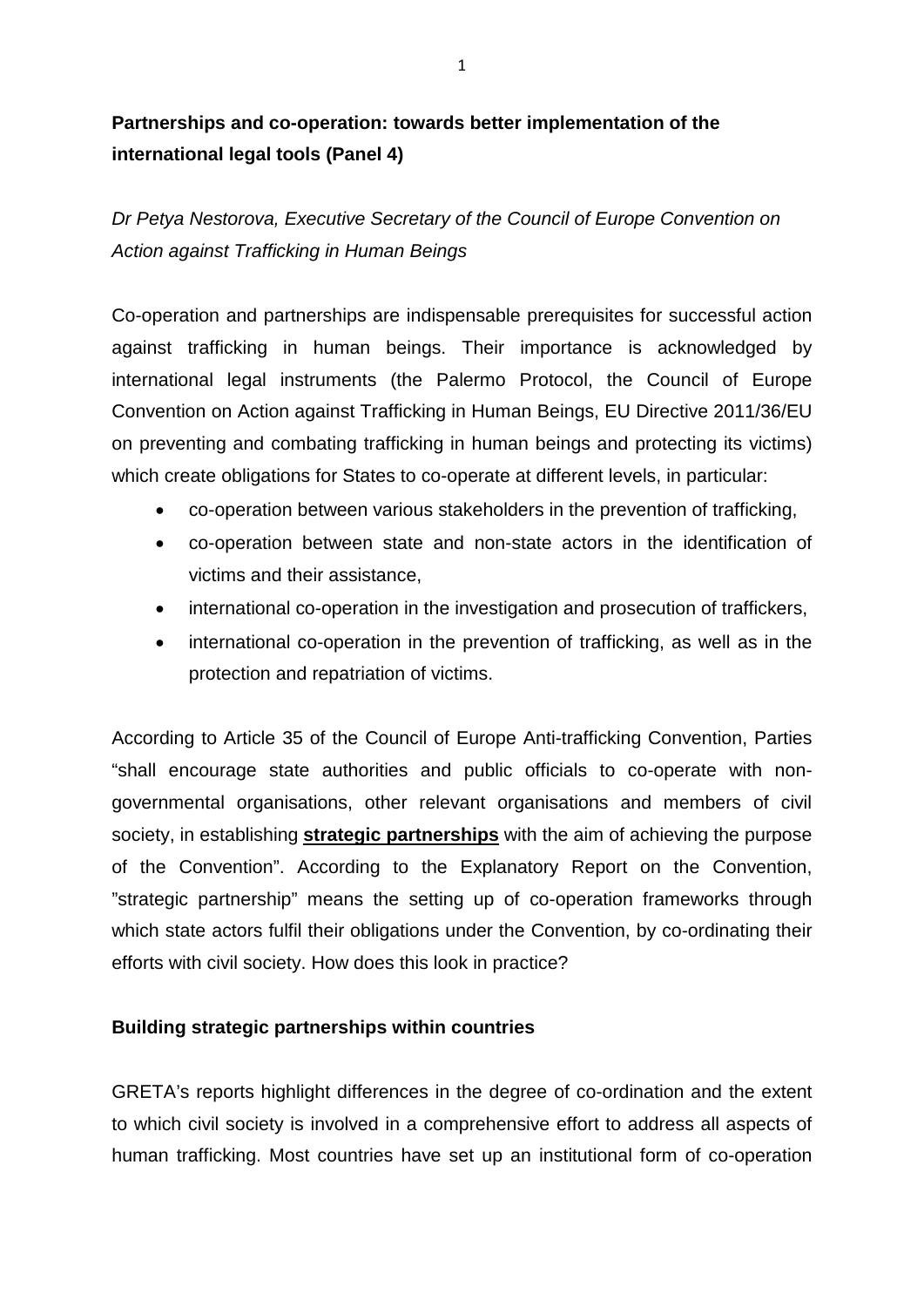**Partnerships and co-operation: towards better implementation of the international legal tools (Panel 4)**

*Dr Petya Nestorova, Executive Secretary of the Council of Europe Convention on Action against Trafficking in Human Beings*

Co-operation and partnerships are indispensable prerequisites for successful action against trafficking in human beings. Their importance is acknowledged by international legal instruments (the Palermo Protocol, the Council of Europe Convention on Action against Trafficking in Human Beings, EU Directive 2011/36/EU on preventing and combating trafficking in human beings and protecting its victims) which create obligations for States to co-operate at different levels, in particular:

- co-operation between various stakeholders in the prevention of trafficking,
- co-operation between state and non-state actors in the identification of victims and their assistance,
- international co-operation in the investigation and prosecution of traffickers,
- international co-operation in the prevention of trafficking, as well as in the protection and repatriation of victims.

According to Article 35 of the Council of Europe Anti-trafficking Convention, Parties "shall encourage state authorities and public officials to co-operate with non-governmental organisations, other relevant organisations and members of civil society, in establishing **strategic partnerships** with the aim of achieving the purpose of the Convention". According to the Explanatory Report on the Convention, "strategic partnership" means the setting up of co-operation frameworks through which state actors fulfil their obligations under the Convention, by co-ordinating their efforts with civil society. How does this look in practice?

**Building strategic partnerships within countries**

GRETA's reports highlight differences in the degree of co-ordination and the extent to which civil society is involved in a comprehensive effort to address all aspects of human trafficking. Most countries have set up an institutional form of co-operation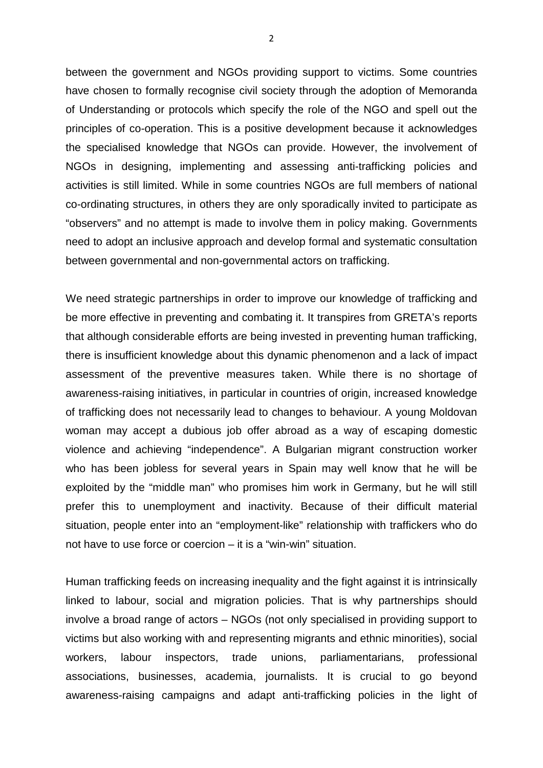between the government and NGOs providing support to victims. Some countries have chosen to formally recognise civil society through the adoption of Memoranda of Understanding or protocols which specify the role of the NGO and spell out the principles of co-operation. This is a positive development because it acknowledges the specialised knowledge that NGOs can provide. However, the involvement of NGOs in designing, implementing and assessing anti-trafficking policies and activities is still limited. While in some countries NGOs are full members of national co-ordinating structures, in others they are only sporadically invited to participate as "observers" and no attempt is made to involve them in policy making. Governments need to adopt an inclusive approach and develop formal and systematic consultation between governmental and non-governmental actors on trafficking.

We need strategic partnerships in order to improve our knowledge of trafficking and be more effective in preventing and combating it. It transpires from GRETA's reports that although considerable efforts are being invested in preventing human trafficking, there is insufficient knowledge about this dynamic phenomenon and a lack of impact assessment of the preventive measures taken. While there is no shortage of awareness-raising initiatives, in particular in countries of origin, increased knowledge of trafficking does not necessarily lead to changes to behaviour. A young Moldovan woman may accept a dubious job offer abroad as a way of escaping domestic violence and achieving "independence". A Bulgarian migrant construction worker who has been jobless for several years in Spain may well know that he will be exploited by the "middle man" who promises him work in Germany, but he will still prefer this to unemployment and inactivity. Because of their difficult material situation, people enter into an "employment-like" relationship with traffickers who do not have to use force or coercion – it is a "win-win" situation.

Human trafficking feeds on increasing inequality and the fight against it is intrinsically linked to labour, social and migration policies. That is why partnerships should involve a broad range of actors – NGOs (not only specialised in providing support to victims but also working with and representing migrants and ethnic minorities), social workers, labour inspectors, trade unions, parliamentarians, professional associations, businesses, academia, journalists. It is crucial to go beyond awareness-raising campaigns and adapt anti-trafficking policies in the light of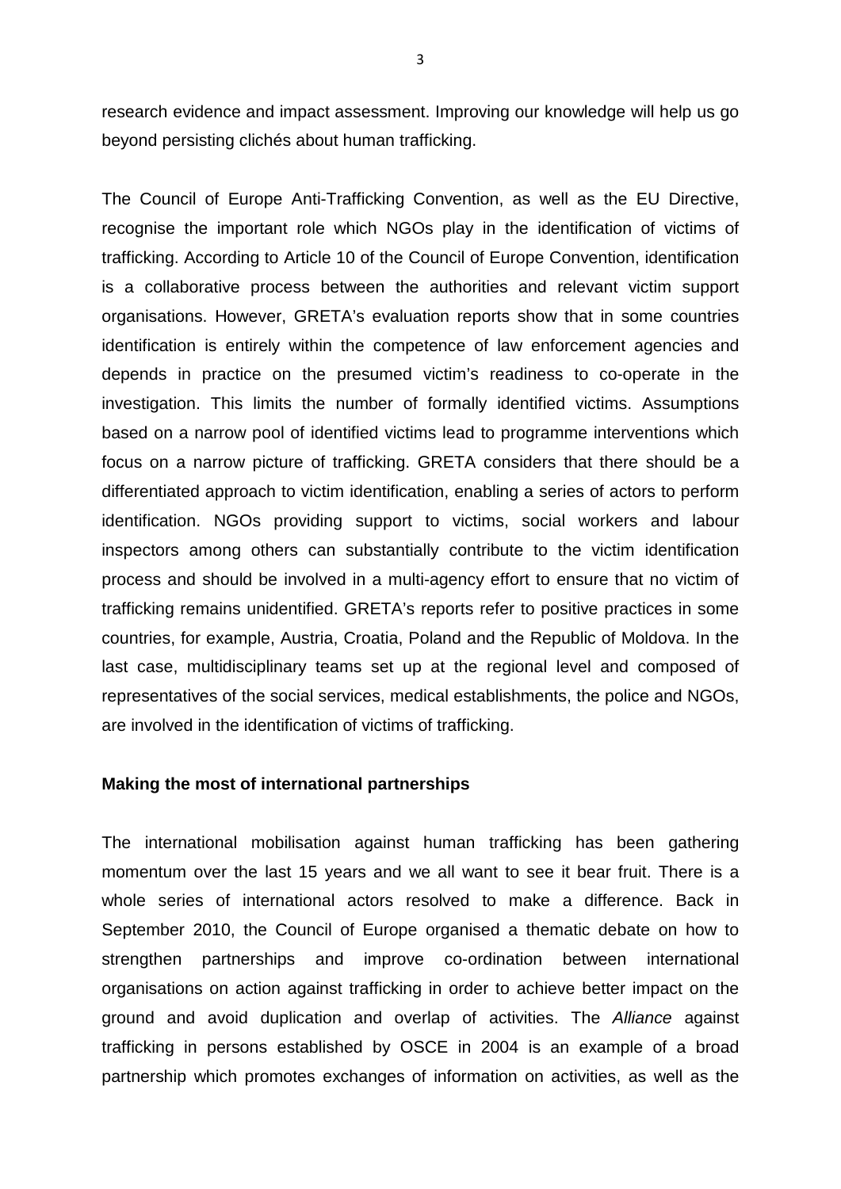research evidence and impact assessment. Improving our knowledge will help us go beyond persisting clichés about human trafficking.

The Council of Europe Anti-Trafficking Convention, as well as the EU Directive, recognise the important role which NGOs play in the identification of victims of trafficking. According to Article 10 of the Council of Europe Convention, identification is a collaborative process between the authorities and relevant victim support organisations. However, GRETA's evaluation reports show that in some countries identification is entirely within the competence of law enforcement agencies and depends in practice on the presumed victim's readiness to co-operate in the investigation. This limits the number of formally identified victims. Assumptions based on a narrow pool of identified victims lead to programme interventions which focus on a narrow picture of trafficking. GRETA considers that there should be a differentiated approach to victim identification, enabling a series of actors to perform identification. NGOs providing support to victims, social workers and labour inspectors among others can substantially contribute to the victim identification process and should be involved in a multi-agency effort to ensure that no victim of trafficking remains unidentified. GRETA's reports refer to positive practices in some countries, for example, Austria, Croatia, Poland and the Republic of Moldova. In the last case, multidisciplinary teams set up at the regional level and composed of representatives of the social services, medical establishments, the police and NGOs, are involved in the identification of victims of trafficking.

**Making the most of international partnerships**

The international mobilisation against human trafficking has been gathering momentum over the last 15 years and we all want to see it bear fruit. There is a whole series of international actors resolved to make a difference. Back in September 2010, the Council of Europe organised a thematic debate on how to strengthen partnerships and improve co-ordination between international organisations on action against trafficking in order to achieve better impact on the ground and avoid duplication and overlap of activities. The *Alliance* against trafficking in persons established by OSCE in 2004 is an example of a broad partnership which promotes exchanges of information on activities, as well as the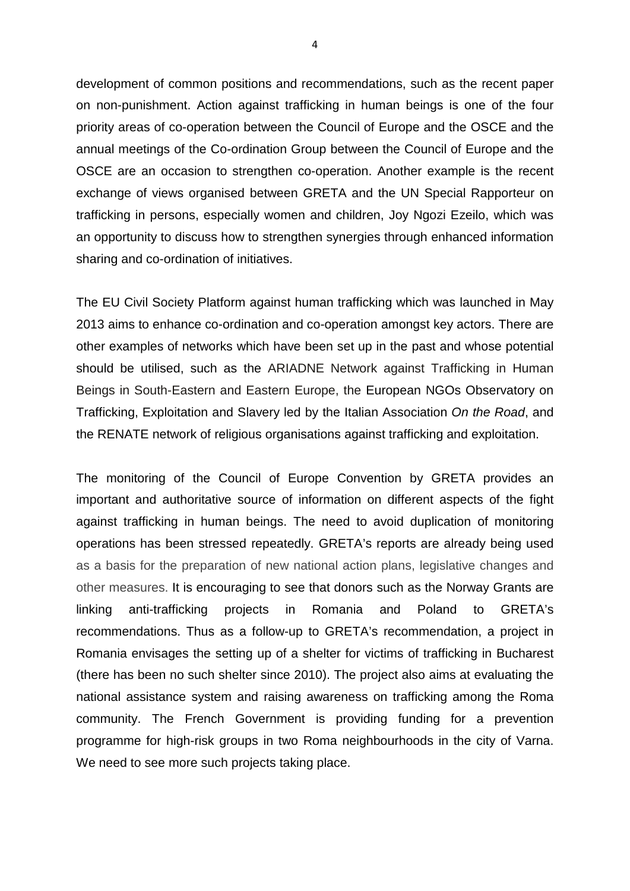development of common positions and recommendations, such as the recent paper on non-punishment. Action against trafficking in human beings is one of the four priority areas of co-operation between the Council of Europe and the OSCE and the annual meetings of the Co-ordination Group between the Council of Europe and the OSCE are an occasion to strengthen co-operation. Another example is the recent exchange of views organised between GRETA and the UN Special Rapporteur on trafficking in persons, especially women and children, Joy Ngozi Ezeilo, which was an opportunity to discuss how to strengthen synergies through enhanced information sharing and co-ordination of initiatives.

The EU Civil Society Platform against human trafficking which was launched in May 2013 aims to enhance co-ordination and co-operation amongst key actors. There are other examples of networks which have been set up in the past and whose potential should be utilised, such as the ARIADNE Network against Trafficking in Human Beings in South-Eastern and Eastern Europe, the European NGOs Observatory on Trafficking, Exploitation and Slavery led by the Italian Association *On the Road*, and the RENATE network of religious organisations against trafficking and exploitation.

The monitoring of the Council of Europe Convention by GRETA provides an important and authoritative source of information on different aspects of the fight against trafficking in human beings. The need to avoid duplication of monitoring operations has been stressed repeatedly. GRETA's reports are already being used as a basis for the preparation of new national action plans, legislative changes and other measures. It is encouraging to see that donors such as the Norway Grants are linking anti-trafficking projects in Romania and Poland to GRETA's recommendations. Thus as a follow-up to GRETA's recommendation, a project in Romania envisages the setting up of a shelter for victims of trafficking in Bucharest (there has been no such shelter since 2010). The project also aims at evaluating the national assistance system and raising awareness on trafficking among the Roma community. The French Government is providing funding for a prevention programme for high-risk groups in two Roma neighbourhoods in the city of Varna. We need to see more such projects taking place.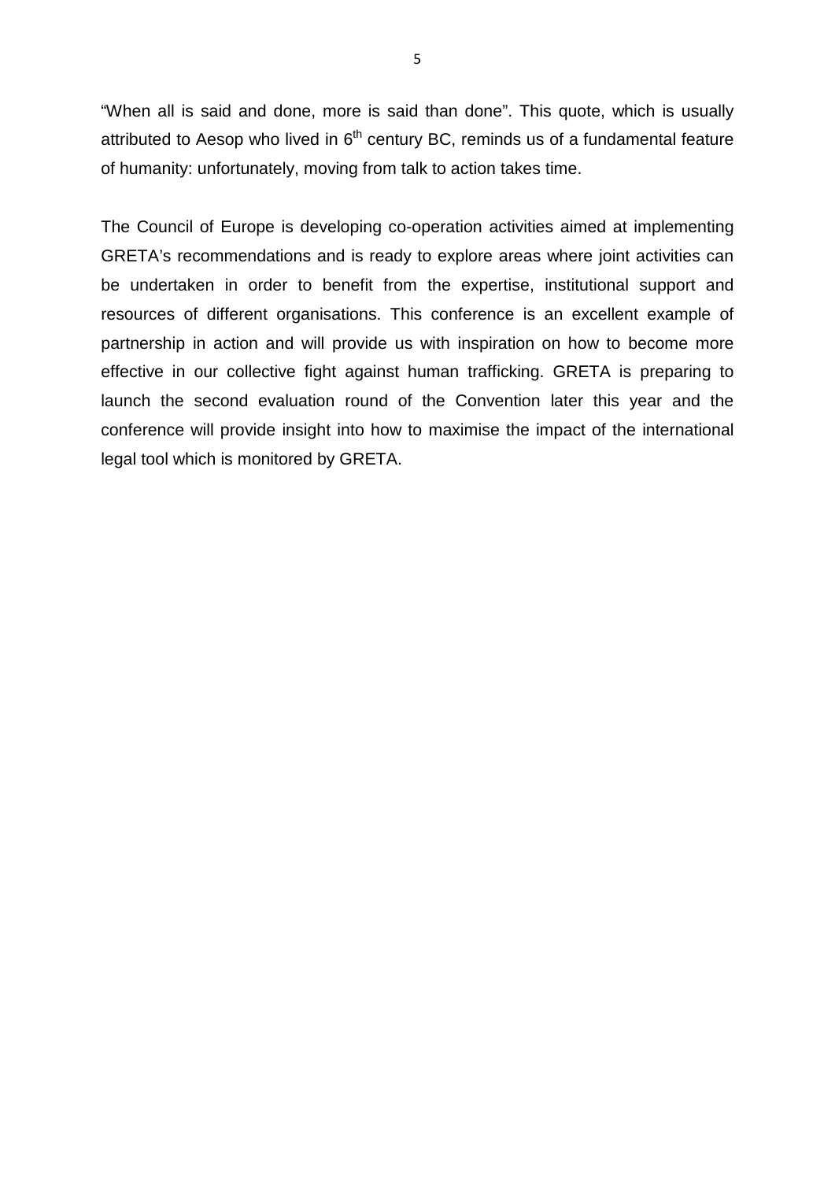"When all is said and done, more is said than done". This quote, which is usually attributed to Aesop who lived in 6th century BC, reminds us of a fundamental feature of humanity: unfortunately, moving from talk to action takes time.

The Council of Europe is developing co-operation activities aimed at implementing GRETA's recommendations and is ready to explore areas where joint activities can be undertaken in order to benefit from the expertise, institutional support and resources of different organisations. This conference is an excellent example of partnership in action and will provide us with inspiration on how to become more effective in our collective fight against human trafficking. GRETA is preparing to launch the second evaluation round of the Convention later this year and the conference will provide insight into how to maximise the impact of the international legal tool which is monitored by GRETA.